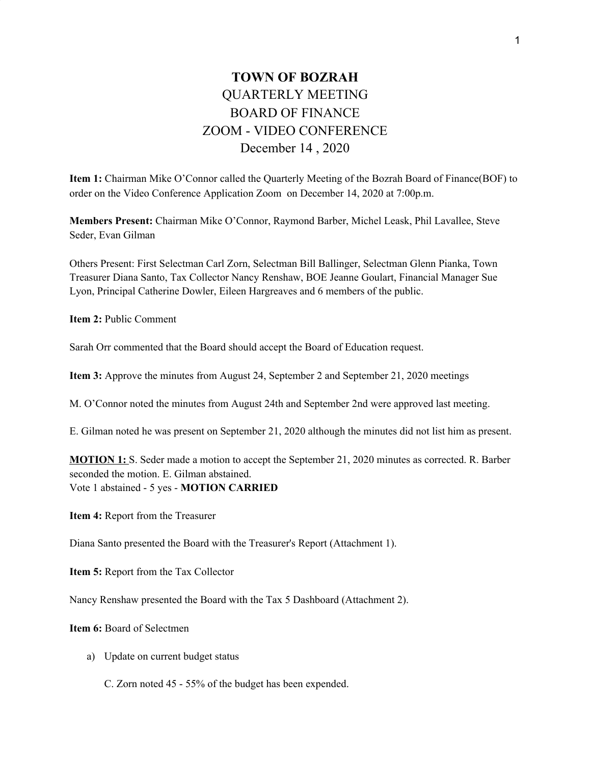# TOWN OF BOZRAH

QUARTERLY MEETING

BOARD OF FINANCE

ZOOM - VIDEO CONFERENCE

December 14 , 2020

**Item 1:** Chairman Mike O'Connor called the Quarterly Meeting of the Bozrah Board of Finance(BOF) to order on the Video Conference Application Zoom on December 14, 2020 at 7:00p.m.

**Members Present:** Chairman Mike O'Connor, Raymond Barber, Michel Leask, Phil Lavallee, Steve Seder, Evan Gilman

Others Present: First Selectman Carl Zorn, Selectman Bill Ballinger, Selectman Glenn Pianka, Town Treasurer Diana Santo, Tax Collector Nancy Renshaw, BOE Jeanne Goulart, Financial Manager Sue Lyon, Principal Catherine Dowler, Eileen Hargreaves and 6 members of the public.

**Item 2:** Public Comment

Sarah Orr commented that the Board should accept the Board of Education request.

**Item 3:** Approve the minutes from August 24, September 2 and September 21, 2020 meetings

M. O'Connor noted the minutes from August 24th and September 2nd were approved last meeting.

E. Gilman noted he was present on September 21, 2020 although the minutes did not list him as present.

**MOTION 1:** S. Seder made a motion to accept the September 21, 2020 minutes as corrected. R. Barber seconded the motion. E. Gilman abstained.
Vote 1 abstained - 5 yes - **MOTION CARRIED**

**Item 4:** Report from the Treasurer

Diana Santo presented the Board with the Treasurer's Report (Attachment 1).

**Item 5:** Report from the Tax Collector

Nancy Renshaw presented the Board with the Tax 5 Dashboard (Attachment 2).

**Item 6:** Board of Selectmen

a) Update on current budget status

   C. Zorn noted 45 - 55% of the budget has been expended.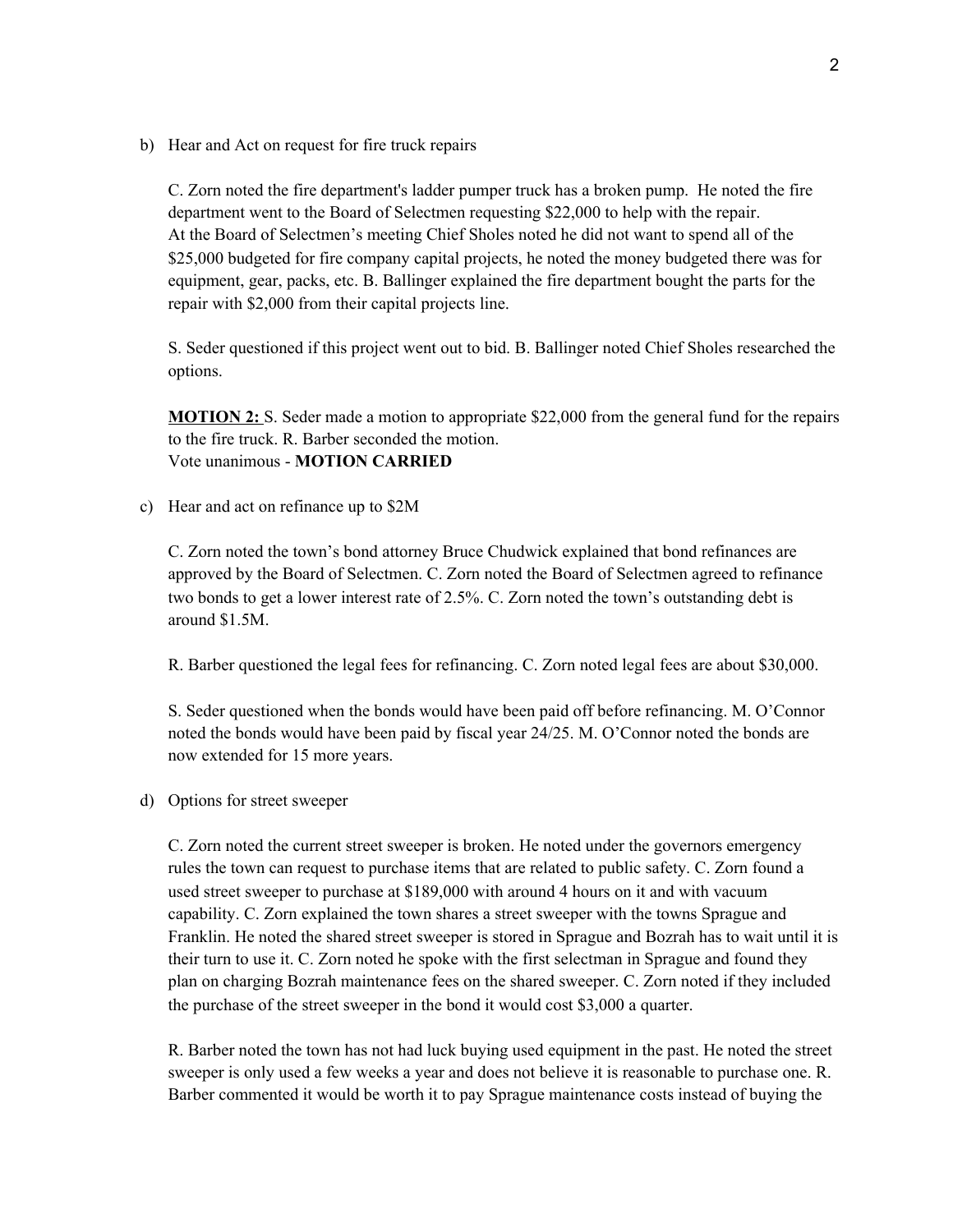b) Hear and Act on request for fire truck repairs

C. Zorn noted the fire department's ladder pumper truck has a broken pump. He noted the fire department went to the Board of Selectmen requesting $22,000 to help with the repair. At the Board of Selectmen's meeting Chief Sholes noted he did not want to spend all of the $25,000 budgeted for fire company capital projects, he noted the money budgeted there was for equipment, gear, packs, etc. B. Ballinger explained the fire department bought the parts for the repair with $2,000 from their capital projects line.

S. Seder questioned if this project went out to bid. B. Ballinger noted Chief Sholes researched the options.

**MOTION 2:** S. Seder made a motion to appropriate $22,000 from the general fund for the repairs to the fire truck. R. Barber seconded the motion.
Vote unanimous - **MOTION CARRIED**

c) Hear and act on refinance up to $2M

C. Zorn noted the town's bond attorney Bruce Chudwick explained that bond refinances are approved by the Board of Selectmen. C. Zorn noted the Board of Selectmen agreed to refinance two bonds to get a lower interest rate of 2.5%. C. Zorn noted the town's outstanding debt is around $1.5M.

R. Barber questioned the legal fees for refinancing. C. Zorn noted legal fees are about $30,000.

S. Seder questioned when the bonds would have been paid off before refinancing. M. O'Connor noted the bonds would have been paid by fiscal year 24/25. M. O'Connor noted the bonds are now extended for 15 more years.

d) Options for street sweeper

C. Zorn noted the current street sweeper is broken. He noted under the governors emergency rules the town can request to purchase items that are related to public safety. C. Zorn found a used street sweeper to purchase at $189,000 with around 4 hours on it and with vacuum capability. C. Zorn explained the town shares a street sweeper with the towns Sprague and Franklin. He noted the shared street sweeper is stored in Sprague and Bozrah has to wait until it is their turn to use it. C. Zorn noted he spoke with the first selectman in Sprague and found they plan on charging Bozrah maintenance fees on the shared sweeper. C. Zorn noted if they included the purchase of the street sweeper in the bond it would cost $3,000 a quarter.

R. Barber noted the town has not had luck buying used equipment in the past. He noted the street sweeper is only used a few weeks a year and does not believe it is reasonable to purchase one. R. Barber commented it would be worth it to pay Sprague maintenance costs instead of buying the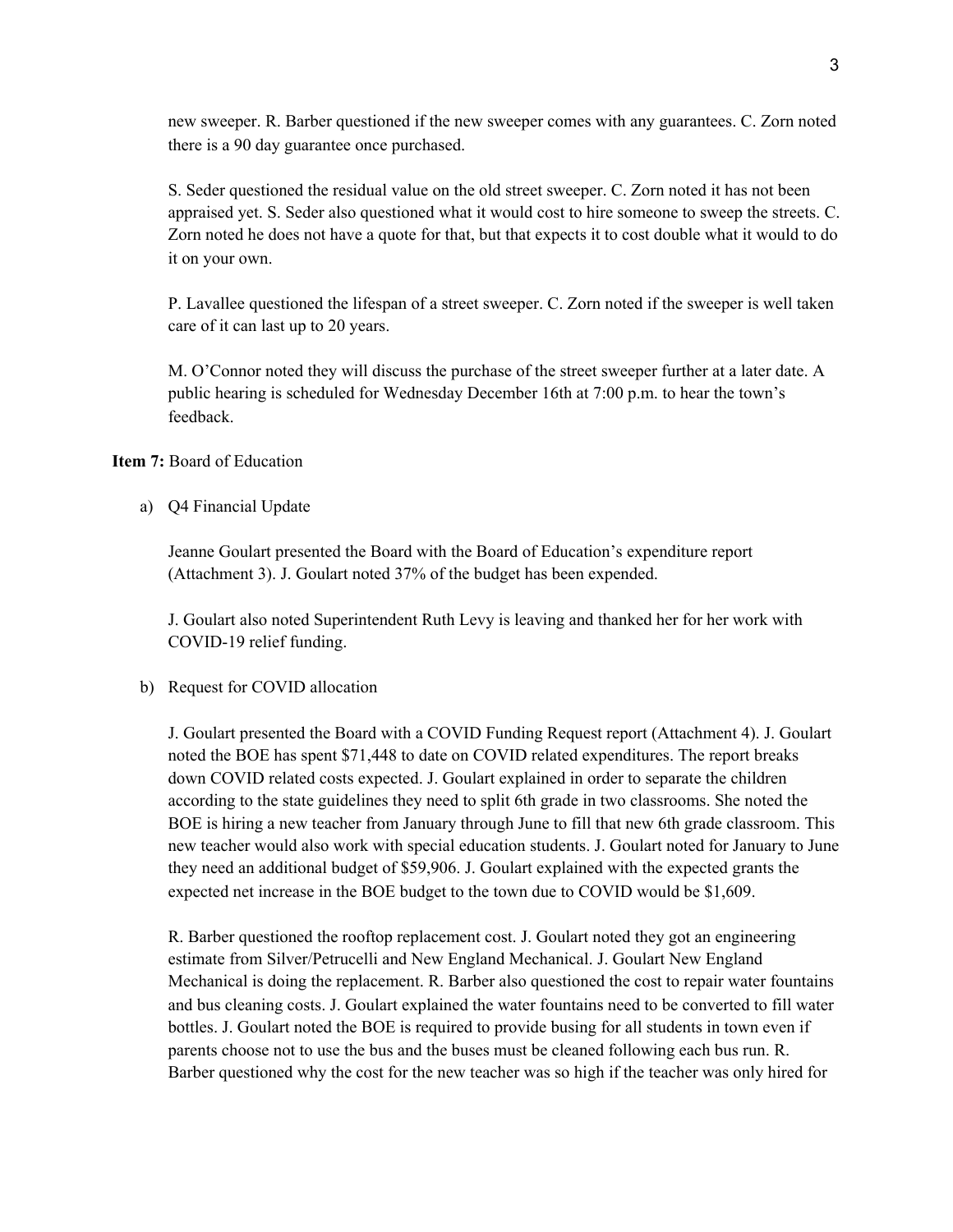new sweeper. R. Barber questioned if the new sweeper comes with any guarantees. C. Zorn noted there is a 90 day guarantee once purchased.

S. Seder questioned the residual value on the old street sweeper. C. Zorn noted it has not been appraised yet. S. Seder also questioned what it would cost to hire someone to sweep the streets. C. Zorn noted he does not have a quote for that, but that expects it to cost double what it would to do it on your own.

P. Lavallee questioned the lifespan of a street sweeper. C. Zorn noted if the sweeper is well taken care of it can last up to 20 years.

M. O'Connor noted they will discuss the purchase of the street sweeper further at a later date. A public hearing is scheduled for Wednesday December 16th at 7:00 p.m. to hear the town's feedback.

**Item 7:** Board of Education

a) Q4 Financial Update

Jeanne Goulart presented the Board with the Board of Education's expenditure report (Attachment 3). J. Goulart noted 37% of the budget has been expended.

J. Goulart also noted Superintendent Ruth Levy is leaving and thanked her for her work with COVID-19 relief funding.

b) Request for COVID allocation

J. Goulart presented the Board with a COVID Funding Request report (Attachment 4). J. Goulart noted the BOE has spent $71,448 to date on COVID related expenditures. The report breaks down COVID related costs expected. J. Goulart explained in order to separate the children according to the state guidelines they need to split 6th grade in two classrooms. She noted the BOE is hiring a new teacher from January through June to fill that new 6th grade classroom. This new teacher would also work with special education students. J. Goulart noted for January to June they need an additional budget of $59,906. J. Goulart explained with the expected grants the expected net increase in the BOE budget to the town due to COVID would be $1,609.

R. Barber questioned the rooftop replacement cost. J. Goulart noted they got an engineering estimate from Silver/Petrucelli and New England Mechanical. J. Goulart New England Mechanical is doing the replacement. R. Barber also questioned the cost to repair water fountains and bus cleaning costs. J. Goulart explained the water fountains need to be converted to fill water bottles. J. Goulart noted the BOE is required to provide busing for all students in town even if parents choose not to use the bus and the buses must be cleaned following each bus run. R. Barber questioned why the cost for the new teacher was so high if the teacher was only hired for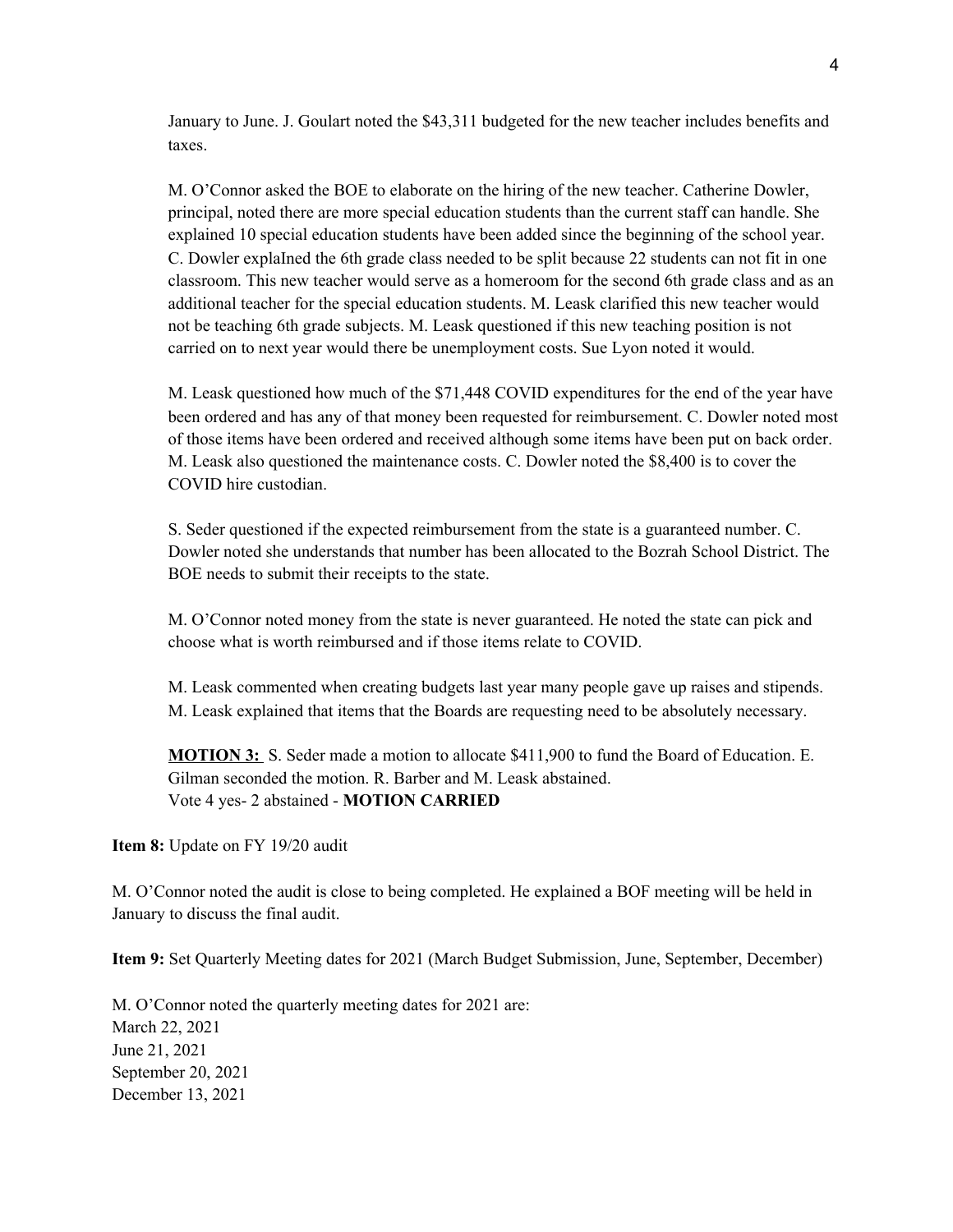January to June. J. Goulart noted the $43,311 budgeted for the new teacher includes benefits and taxes.

M. O'Connor asked the BOE to elaborate on the hiring of the new teacher. Catherine Dowler, principal, noted there are more special education students than the current staff can handle. She explained 10 special education students have been added since the beginning of the school year. C. Dowler explaIned the 6th grade class needed to be split because 22 students can not fit in one classroom. This new teacher would serve as a homeroom for the second 6th grade class and as an additional teacher for the special education students. M. Leask clarified this new teacher would not be teaching 6th grade subjects. M. Leask questioned if this new teaching position is not carried on to next year would there be unemployment costs. Sue Lyon noted it would.

M. Leask questioned how much of the $71,448 COVID expenditures for the end of the year have been ordered and has any of that money been requested for reimbursement. C. Dowler noted most of those items have been ordered and received although some items have been put on back order. M. Leask also questioned the maintenance costs. C. Dowler noted the $8,400 is to cover the COVID hire custodian.

S. Seder questioned if the expected reimbursement from the state is a guaranteed number. C. Dowler noted she understands that number has been allocated to the Bozrah School District. The BOE needs to submit their receipts to the state.

M. O'Connor noted money from the state is never guaranteed. He noted the state can pick and choose what is worth reimbursed and if those items relate to COVID.

M. Leask commented when creating budgets last year many people gave up raises and stipends. M. Leask explained that items that the Boards are requesting need to be absolutely necessary.

**MOTION 3:** S. Seder made a motion to allocate $411,900 to fund the Board of Education. E. Gilman seconded the motion. R. Barber and M. Leask abstained.
Vote 4 yes- 2 abstained - **MOTION CARRIED**

**Item 8:** Update on FY 19/20 audit

M. O'Connor noted the audit is close to being completed. He explained a BOF meeting will be held in January to discuss the final audit.

**Item 9:** Set Quarterly Meeting dates for 2021 (March Budget Submission, June, September, December)

M. O'Connor noted the quarterly meeting dates for 2021 are:
March 22, 2021
June 21, 2021
September 20, 2021
December 13, 2021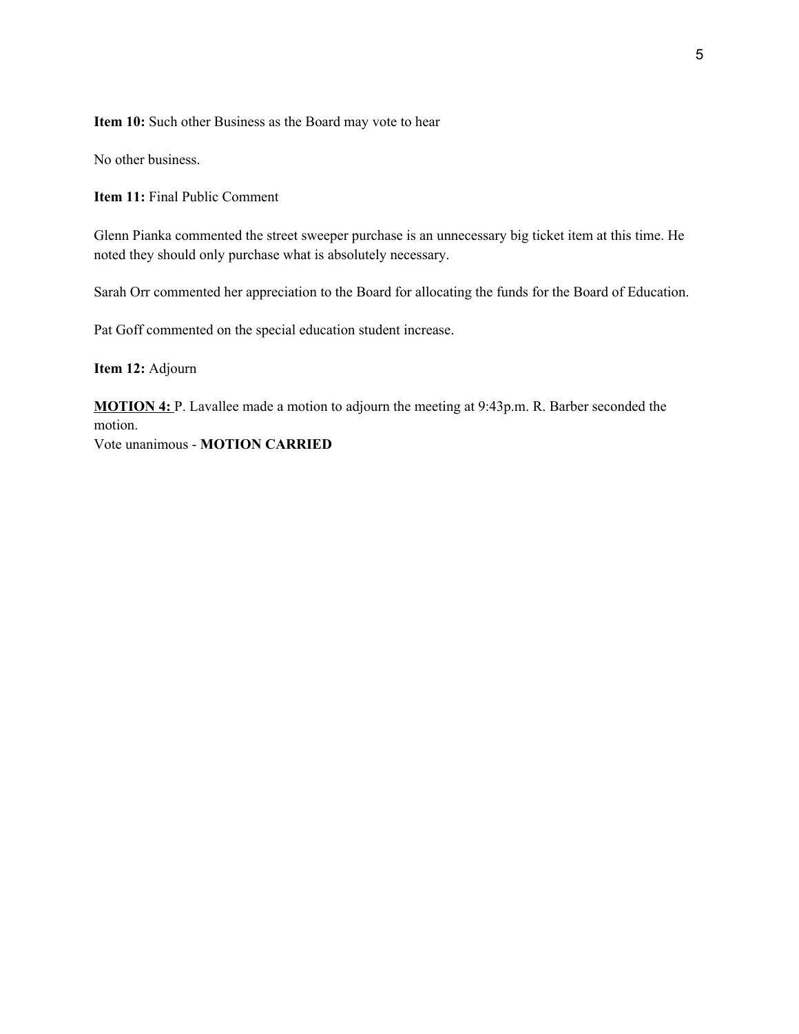**Item 10:** Such other Business as the Board may vote to hear

No other business.

**Item 11:** Final Public Comment

Glenn Pianka commented the street sweeper purchase is an unnecessary big ticket item at this time. He noted they should only purchase what is absolutely necessary.

Sarah Orr commented her appreciation to the Board for allocating the funds for the Board of Education.

Pat Goff commented on the special education student increase.

**Item 12:** Adjourn

**MOTION 4:** P. Lavallee made a motion to adjourn the meeting at 9:43p.m. R. Barber seconded the motion.
Vote unanimous - **MOTION CARRIED**